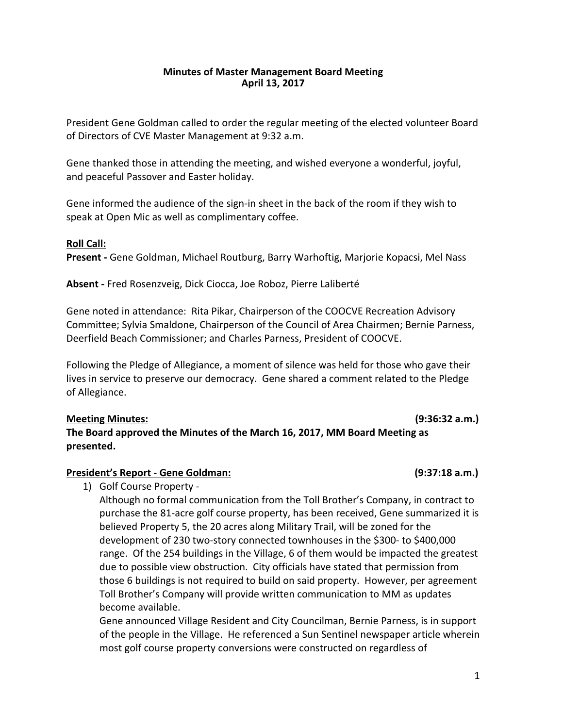**Minutes of Master Management Board Meeting**
**April 13, 2017**

President Gene Goldman called to order the regular meeting of the elected volunteer Board of Directors of CVE Master Management at 9:32 a.m.

Gene thanked those in attending the meeting, and wished everyone a wonderful, joyful, and peaceful Passover and Easter holiday.

Gene informed the audience of the sign-in sheet in the back of the room if they wish to speak at Open Mic as well as complimentary coffee.

**Roll Call:**
**Present -** Gene Goldman, Michael Routburg, Barry Warhoftig, Marjorie Kopacsi, Mel Nass

**Absent -** Fred Rosenzveig, Dick Ciocca, Joe Roboz, Pierre Laliberté

Gene noted in attendance: Rita Pikar, Chairperson of the COOCVE Recreation Advisory Committee; Sylvia Smaldone, Chairperson of the Council of Area Chairmen; Bernie Parness, Deerfield Beach Commissioner; and Charles Parness, President of COOCVE.

Following the Pledge of Allegiance, a moment of silence was held for those who gave their lives in service to preserve our democracy. Gene shared a comment related to the Pledge of Allegiance.

**Meeting Minutes: (9:36:32 a.m.)**
**The Board approved the Minutes of the March 16, 2017, MM Board Meeting as presented.**

**President's Report - Gene Goldman: (9:37:18 a.m.)**

1) Golf Course Property -
Although no formal communication from the Toll Brother's Company, in contract to purchase the 81-acre golf course property, has been received, Gene summarized it is believed Property 5, the 20 acres along Military Trail, will be zoned for the development of 230 two-story connected townhouses in the $300- to $400,000 range. Of the 254 buildings in the Village, 6 of them would be impacted the greatest due to possible view obstruction. City officials have stated that permission from those 6 buildings is not required to build on said property. However, per agreement Toll Brother's Company will provide written communication to MM as updates become available.
Gene announced Village Resident and City Councilman, Bernie Parness, is in support of the people in the Village. He referenced a Sun Sentinel newspaper article wherein most golf course property conversions were constructed on regardless of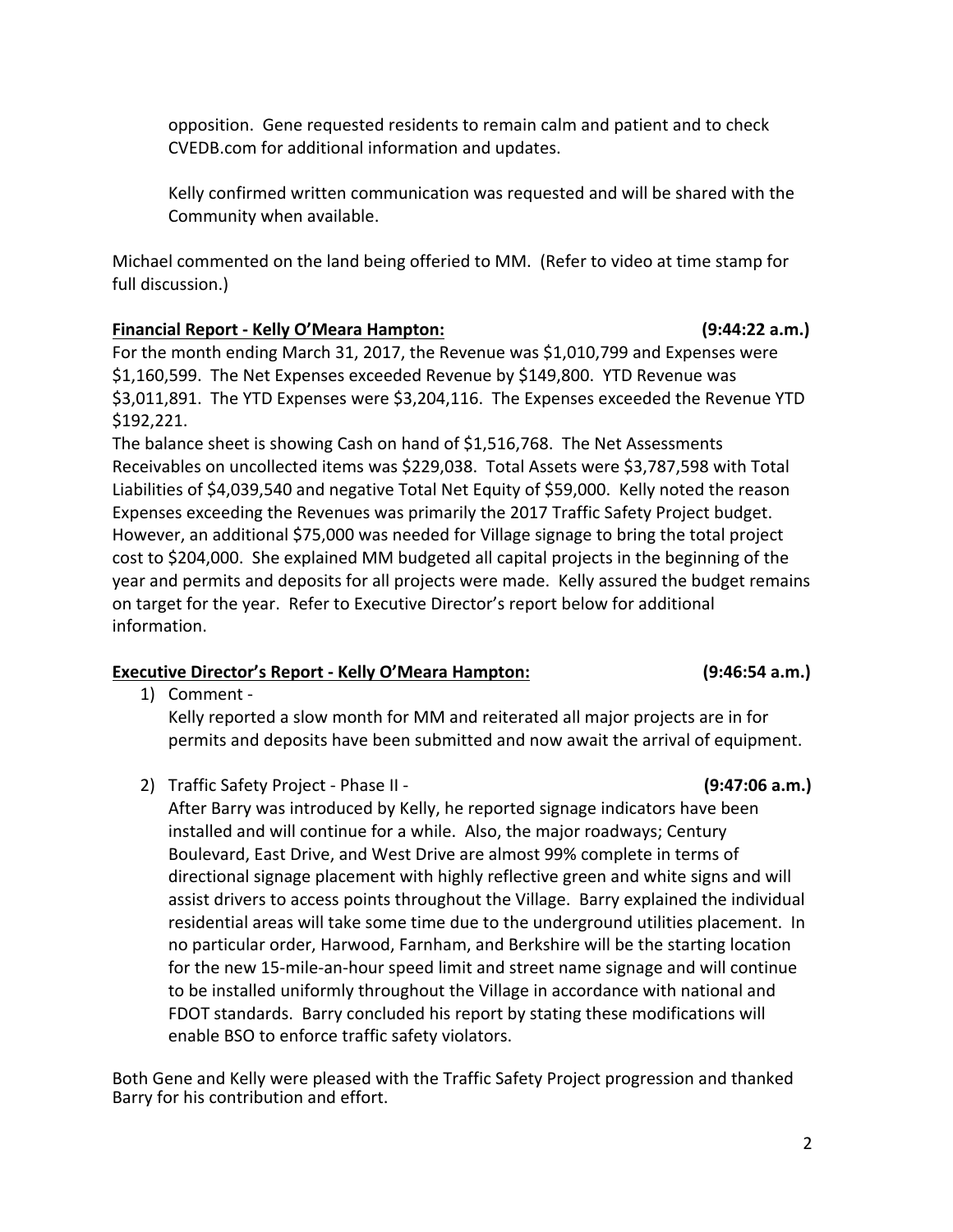opposition. Gene requested residents to remain calm and patient and to check CVEDB.com for additional information and updates.

Kelly confirmed written communication was requested and will be shared with the Community when available.

Michael commented on the land being offeried to MM. (Refer to video at time stamp for full discussion.)

**Financial Report - Kelly O'Meara Hampton:** **(9:44:22 a.m.)**

For the month ending March 31, 2017, the Revenue was $1,010,799 and Expenses were $1,160,599. The Net Expenses exceeded Revenue by $149,800. YTD Revenue was $3,011,891. The YTD Expenses were $3,204,116. The Expenses exceeded the Revenue YTD $192,221.

The balance sheet is showing Cash on hand of $1,516,768. The Net Assessments Receivables on uncollected items was $229,038. Total Assets were $3,787,598 with Total Liabilities of $4,039,540 and negative Total Net Equity of $59,000. Kelly noted the reason Expenses exceeding the Revenues was primarily the 2017 Traffic Safety Project budget. However, an additional $75,000 was needed for Village signage to bring the total project cost to $204,000. She explained MM budgeted all capital projects in the beginning of the year and permits and deposits for all projects were made. Kelly assured the budget remains on target for the year. Refer to Executive Director's report below for additional information.

**Executive Director's Report - Kelly O'Meara Hampton:** **(9:46:54 a.m.)**

1) Comment -
   Kelly reported a slow month for MM and reiterated all major projects are in for permits and deposits have been submitted and now await the arrival of equipment.

2) Traffic Safety Project - Phase II - **(9:47:06 a.m.)**
   After Barry was introduced by Kelly, he reported signage indicators have been installed and will continue for a while. Also, the major roadways; Century Boulevard, East Drive, and West Drive are almost 99% complete in terms of directional signage placement with highly reflective green and white signs and will assist drivers to access points throughout the Village. Barry explained the individual residential areas will take some time due to the underground utilities placement. In no particular order, Harwood, Farnham, and Berkshire will be the starting location for the new 15-mile-an-hour speed limit and street name signage and will continue to be installed uniformly throughout the Village in accordance with national and FDOT standards. Barry concluded his report by stating these modifications will enable BSO to enforce traffic safety violators.

Both Gene and Kelly were pleased with the Traffic Safety Project progression and thanked Barry for his contribution and effort.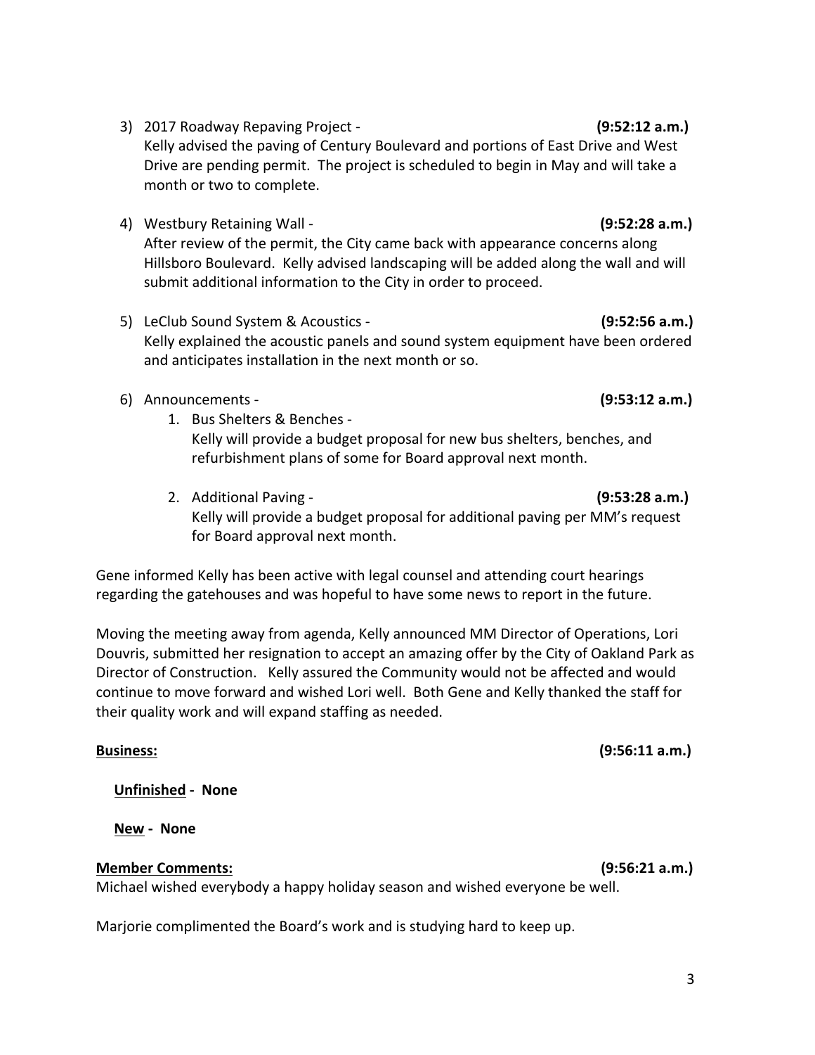3) 2017 Roadway Repaving Project - **(9:52:12 a.m.)**
   Kelly advised the paving of Century Boulevard and portions of East Drive and West Drive are pending permit. The project is scheduled to begin in May and will take a month or two to complete.

4) Westbury Retaining Wall - **(9:52:28 a.m.)**
   After review of the permit, the City came back with appearance concerns along Hillsboro Boulevard. Kelly advised landscaping will be added along the wall and will submit additional information to the City in order to proceed.

5) LeClub Sound System & Acoustics - **(9:52:56 a.m.)**
   Kelly explained the acoustic panels and sound system equipment have been ordered and anticipates installation in the next month or so.

6) Announcements - **(9:53:12 a.m.)**
   1. Bus Shelters & Benches -
      Kelly will provide a budget proposal for new bus shelters, benches, and refurbishment plans of some for Board approval next month.

   2. Additional Paving - **(9:53:28 a.m.)**
      Kelly will provide a budget proposal for additional paving per MM's request for Board approval next month.

Gene informed Kelly has been active with legal counsel and attending court hearings regarding the gatehouses and was hopeful to have some news to report in the future.

Moving the meeting away from agenda, Kelly announced MM Director of Operations, Lori Douvris, submitted her resignation to accept an amazing offer by the City of Oakland Park as Director of Construction. Kelly assured the Community would not be affected and would continue to move forward and wished Lori well. Both Gene and Kelly thanked the staff for their quality work and will expand staffing as needed.

**<u>Business:</u>** **(9:56:11 a.m.)**

**<u>Unfinished</u> - None**

**<u>New</u> - None**

**<u>Member Comments:</u>** **(9:56:21 a.m.)**

Michael wished everybody a happy holiday season and wished everyone be well.

Marjorie complimented the Board's work and is studying hard to keep up.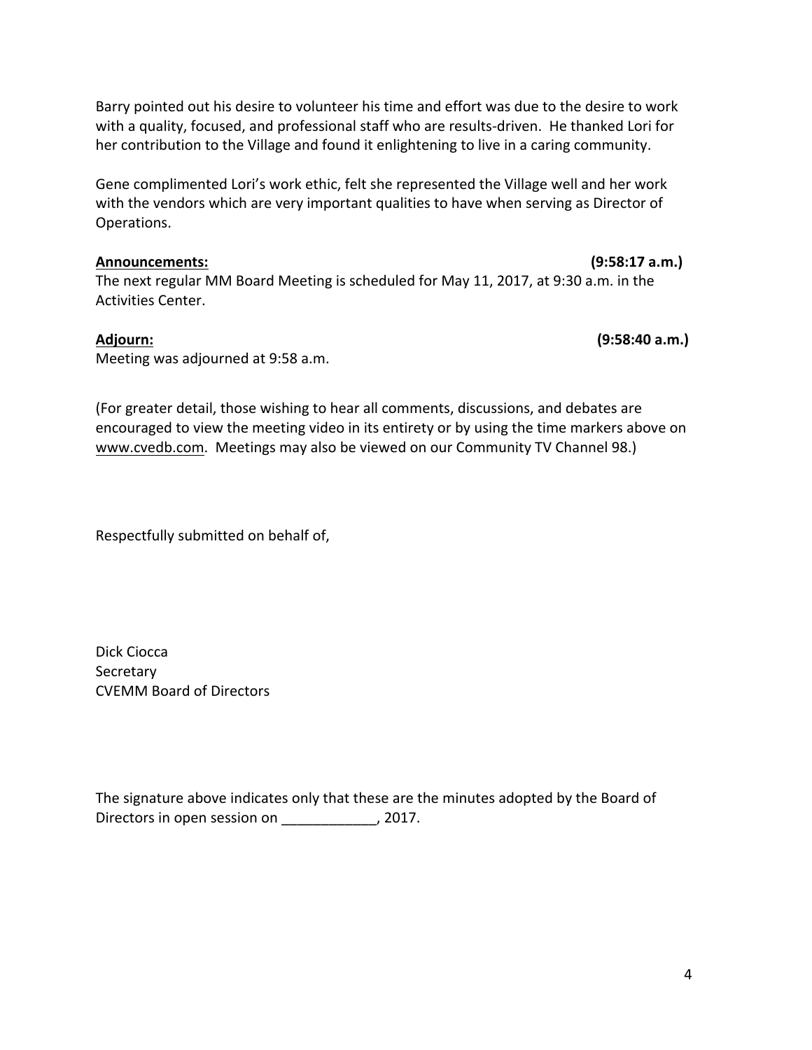Barry pointed out his desire to volunteer his time and effort was due to the desire to work with a quality, focused, and professional staff who are results-driven. He thanked Lori for her contribution to the Village and found it enlightening to live in a caring community.

Gene complimented Lori's work ethic, felt she represented the Village well and her work with the vendors which are very important qualities to have when serving as Director of Operations.

**Announcements:** **(9:58:17 a.m.)**

The next regular MM Board Meeting is scheduled for May 11, 2017, at 9:30 a.m. in the Activities Center.

**Adjourn:** **(9:58:40 a.m.)**

Meeting was adjourned at 9:58 a.m.

(For greater detail, those wishing to hear all comments, discussions, and debates are encouraged to view the meeting video in its entirety or by using the time markers above on www.cvedb.com. Meetings may also be viewed on our Community TV Channel 98.)

Respectfully submitted on behalf of,

Dick Ciocca
Secretary
CVEMM Board of Directors

The signature above indicates only that these are the minutes adopted by the Board of Directors in open session on ____________, 2017.